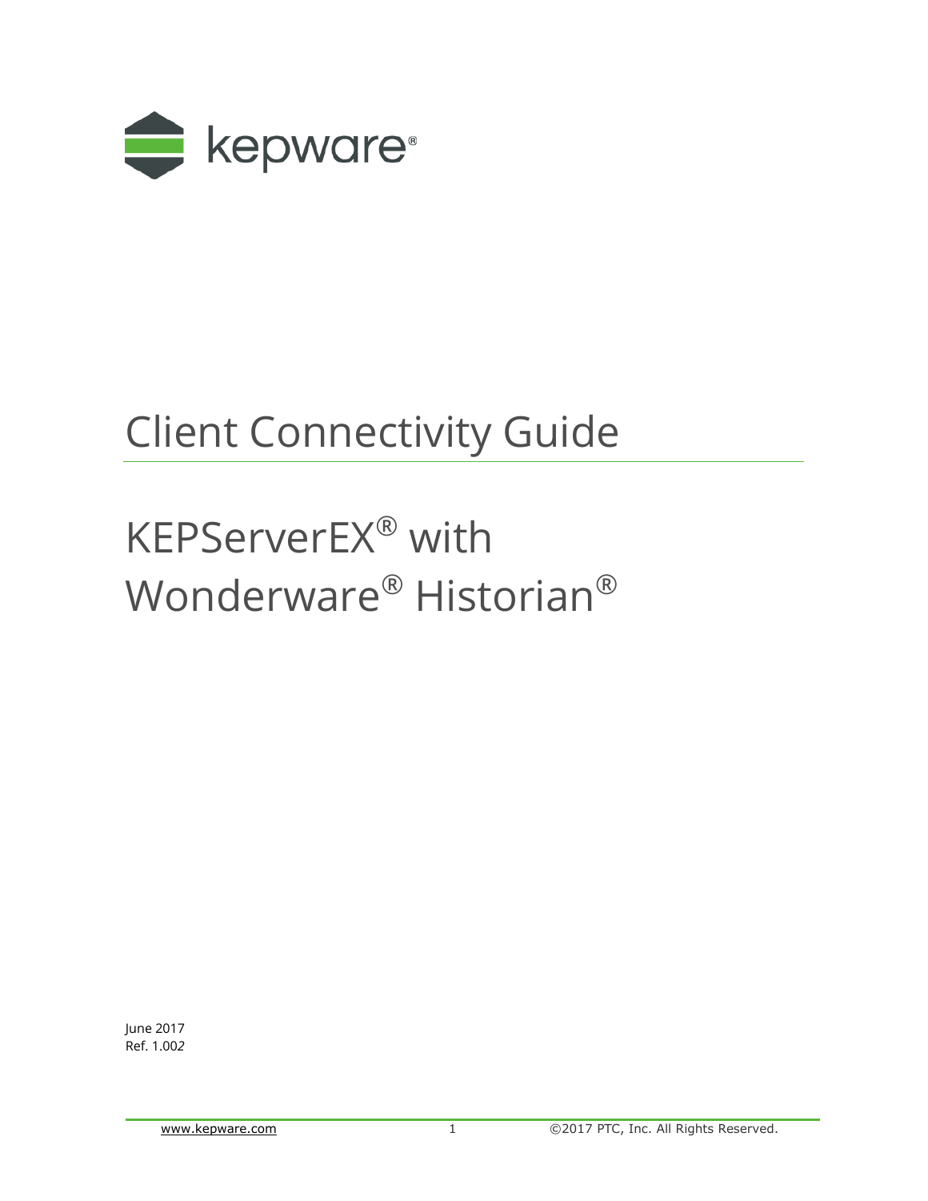kepware®

# Client Connectivity Guide

# KEPServerEX® with Wonderware® Historian®

June 2017
Ref. 1.002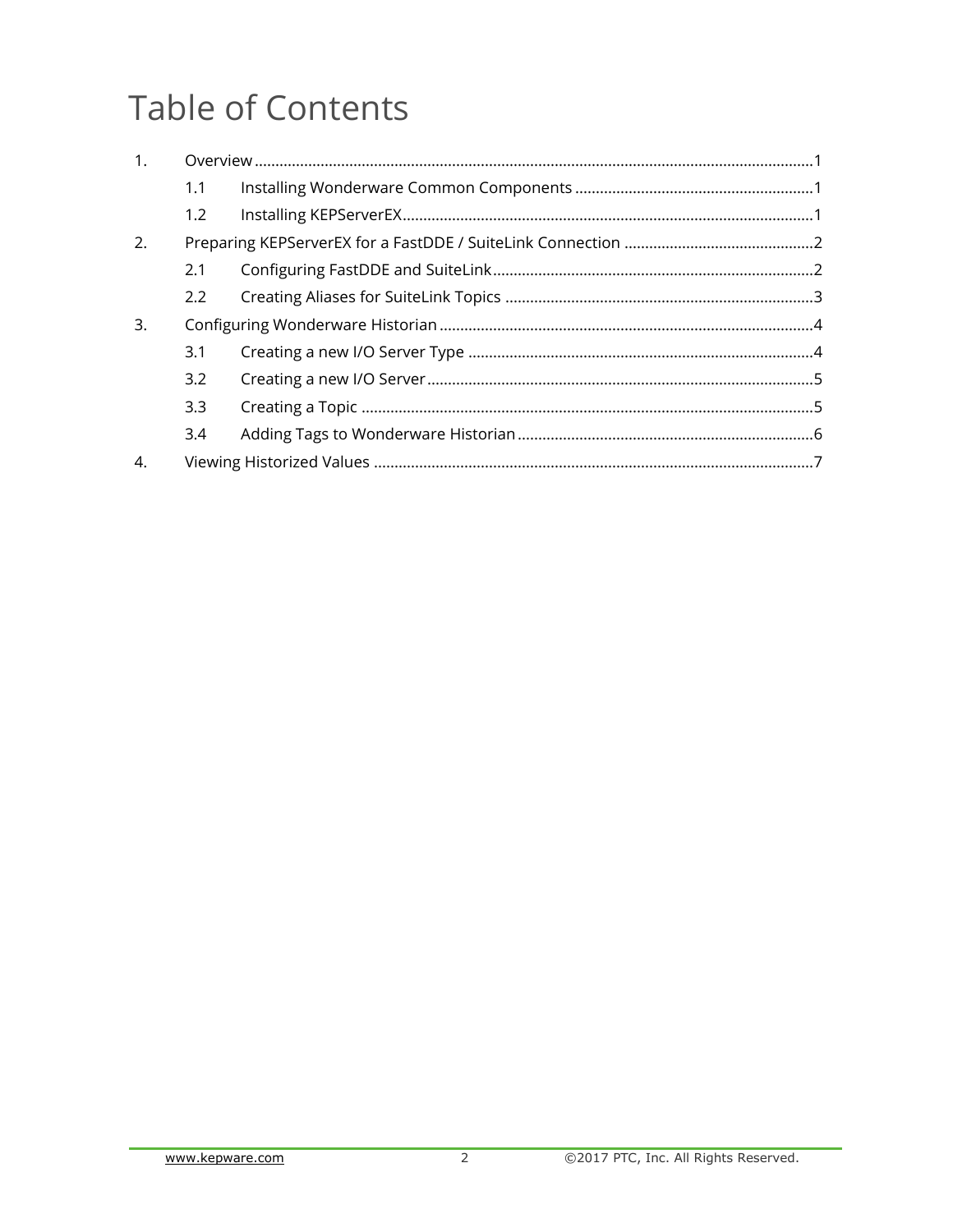# Table of Contents

1. Overview ........................................................................................................................1
   - 1.1 Installing Wonderware Common Components ..........................................................1
   - 1.2 Installing KEPServerEX...................................................................................................1
2. Preparing KEPServerEX for a FastDDE / SuiteLink Connection .............................................2
   - 2.1 Configuring FastDDE and SuiteLink..............................................................................2
   - 2.2 Creating Aliases for SuiteLink Topics ..........................................................................3
3. Configuring Wonderware Historian ..........................................................................................4
   - 3.1 Creating a new I/O Server Type ...................................................................................4
   - 3.2 Creating a new I/O Server.............................................................................................5
   - 3.3 Creating a Topic .............................................................................................................5
   - 3.4 Adding Tags to Wonderware Historian.......................................................................6
4. Viewing Historized Values ..........................................................................................................7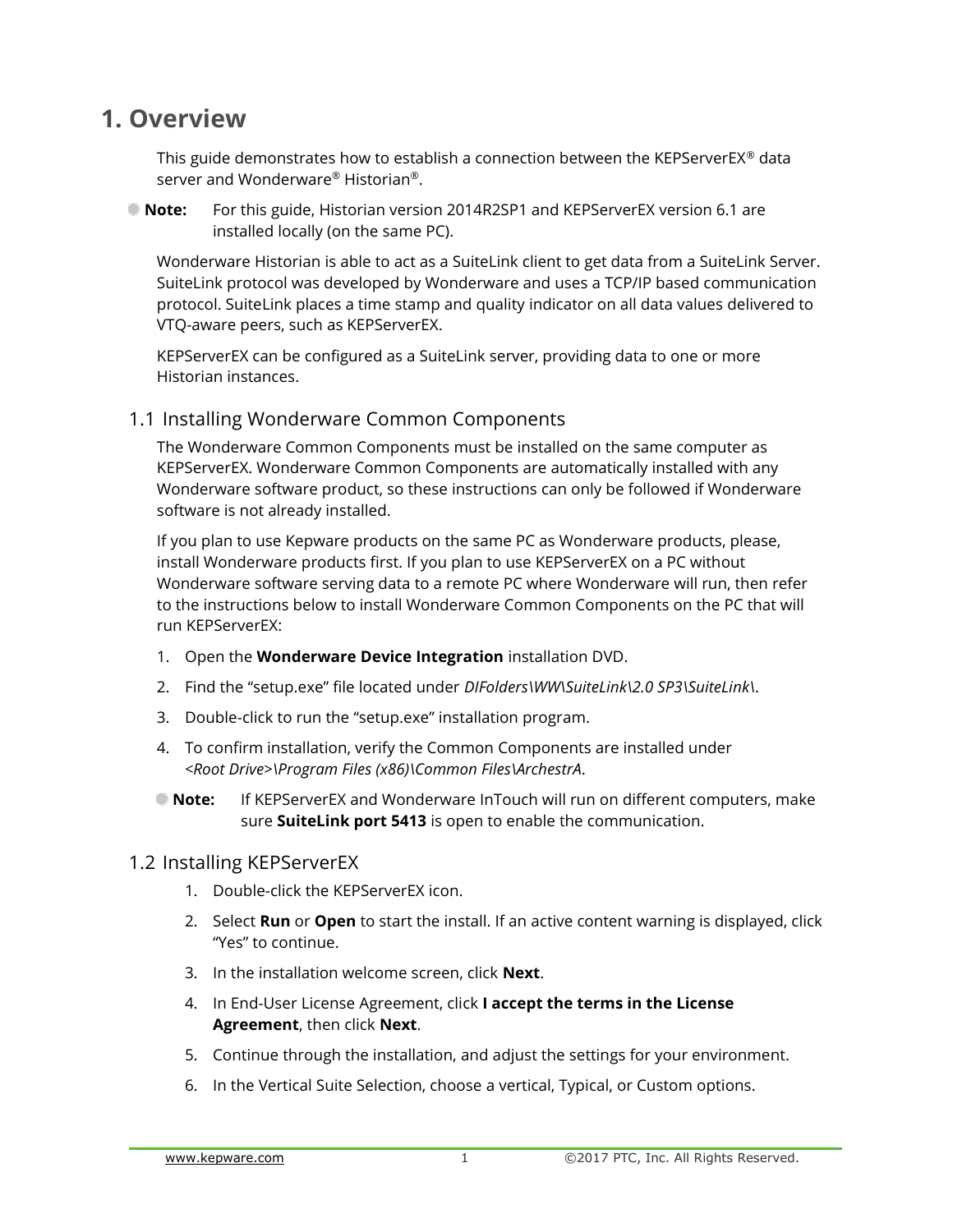# 1. Overview

This guide demonstrates how to establish a connection between the KEPServerEX® data server and Wonderware® Historian®.

**Note:** For this guide, Historian version 2014R2SP1 and KEPServerEX version 6.1 are installed locally (on the same PC).

Wonderware Historian is able to act as a SuiteLink client to get data from a SuiteLink Server. SuiteLink protocol was developed by Wonderware and uses a TCP/IP based communication protocol. SuiteLink places a time stamp and quality indicator on all data values delivered to VTQ-aware peers, such as KEPServerEX.

KEPServerEX can be configured as a SuiteLink server, providing data to one or more Historian instances.

## 1.1 Installing Wonderware Common Components

The Wonderware Common Components must be installed on the same computer as KEPServerEX. Wonderware Common Components are automatically installed with any Wonderware software product, so these instructions can only be followed if Wonderware software is not already installed.

If you plan to use Kepware products on the same PC as Wonderware products, please, install Wonderware products first. If you plan to use KEPServerEX on a PC without Wonderware software serving data to a remote PC where Wonderware will run, then refer to the instructions below to install Wonderware Common Components on the PC that will run KEPServerEX:

1. Open the **Wonderware Device Integration** installation DVD.
2. Find the "setup.exe" file located under *DIFolders\WW\SuiteLink\2.0 SP3\SuiteLink\*.
3. Double-click to run the "setup.exe" installation program.
4. To confirm installation, verify the Common Components are installed under *<Root Drive>\Program Files (x86)\Common Files\ArchestrA*.

**Note:** If KEPServerEX and Wonderware InTouch will run on different computers, make sure **SuiteLink port 5413** is open to enable the communication.

## 1.2 Installing KEPServerEX

1. Double-click the KEPServerEX icon.
2. Select **Run** or **Open** to start the install. If an active content warning is displayed, click "Yes" to continue.
3. In the installation welcome screen, click **Next**.
4. In End-User License Agreement, click **I accept the terms in the License Agreement**, then click **Next**.
5. Continue through the installation, and adjust the settings for your environment.
6. In the Vertical Suite Selection, choose a vertical, Typical, or Custom options.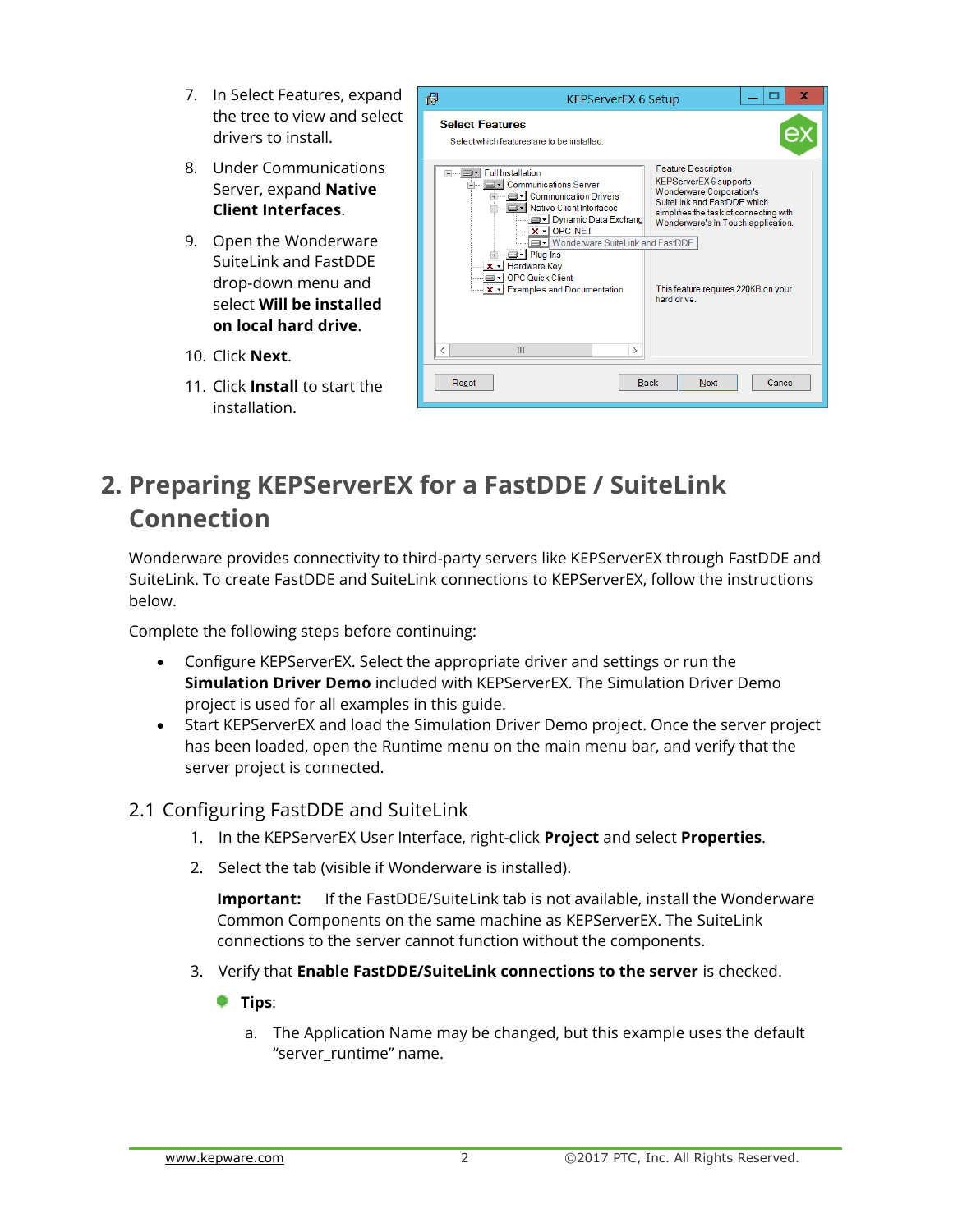7. In Select Features, expand the tree to view and select drivers to install.
8. Under Communications Server, expand **Native Client Interfaces**.
9. Open the Wonderware SuiteLink and FastDDE drop-down menu and select **Will be installed on local hard drive**.
10. Click **Next**.
11. Click **Install** to start the installation.

# 2. Preparing KEPServerEX for a FastDDE / SuiteLink Connection

Wonderware provides connectivity to third-party servers like KEPServerEX through FastDDE and SuiteLink. To create FastDDE and SuiteLink connections to KEPServerEX, follow the instructions below.

Complete the following steps before continuing:

- Configure KEPServerEX. Select the appropriate driver and settings or run the **Simulation Driver Demo** included with KEPServerEX. The Simulation Driver Demo project is used for all examples in this guide.
- Start KEPServerEX and load the Simulation Driver Demo project. Once the server project has been loaded, open the Runtime menu on the main menu bar, and verify that the server project is connected.

## 2.1 Configuring FastDDE and SuiteLink

1. In the KEPServerEX User Interface, right-click **Project** and select **Properties**.
2. Select the tab (visible if Wonderware is installed).

   **Important:** If the FastDDE/SuiteLink tab is not available, install the Wonderware Common Components on the same machine as KEPServerEX. The SuiteLink connections to the server cannot function without the components.

3. Verify that **Enable FastDDE/SuiteLink connections to the server** is checked.

   **Tips**:

   a. The Application Name may be changed, but this example uses the default "server_runtime" name.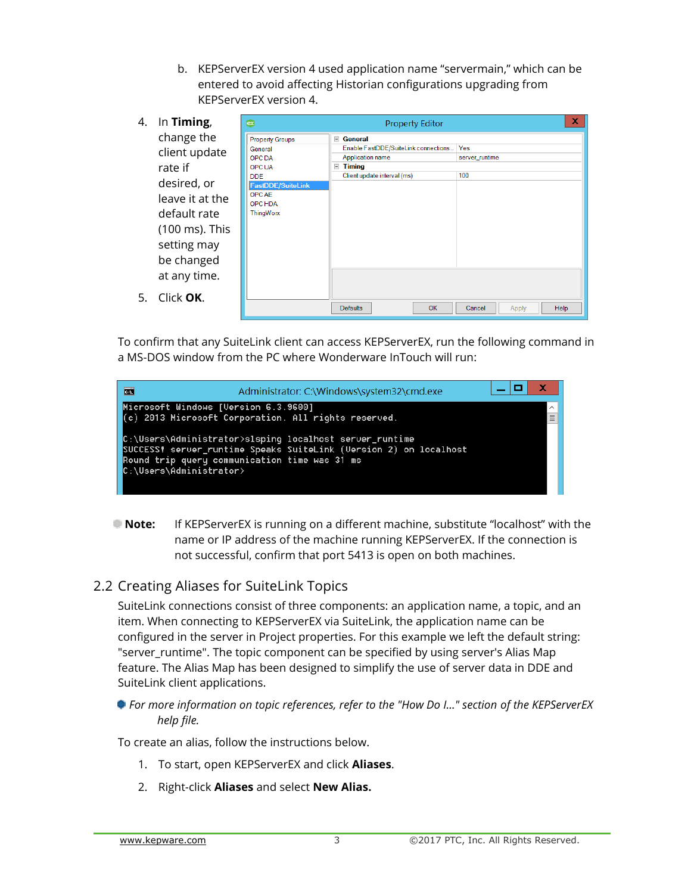b. KEPServerEX version 4 used application name "servermain," which can be entered to avoid affecting Historian configurations upgrading from KEPServerEX version 4.

4. In **Timing**, change the client update rate if desired, or leave it at the default rate (100 ms). This setting may be changed at any time.
5. Click **OK**.

To confirm that any SuiteLink client can access KEPServerEX, run the following command in a MS-DOS window from the PC where Wonderware InTouch will run:

```
Microsoft Windows [Version 6.3.9600]
(c) 2013 Microsoft Corporation. All rights reserved.

C:\Users\Administrator>slsping localhost server_runtime
SUCCESS! server_runtime Speaks SuiteLink (Version 2) on localhost
Round trip query communication time was 31 ms
C:\Users\Administrator>
```

**Note:** If KEPServerEX is running on a different machine, substitute "localhost" with the name or IP address of the machine running KEPServerEX. If the connection is not successful, confirm that port 5413 is open on both machines.

## 2.2 Creating Aliases for SuiteLink Topics

SuiteLink connections consist of three components: an application name, a topic, and an item. When connecting to KEPServerEX via SuiteLink, the application name can be configured in the server in Project properties. For this example we left the default string: "server_runtime". The topic component can be specified by using server's Alias Map feature. The Alias Map has been designed to simplify the use of server data in DDE and SuiteLink client applications.

*For more information on topic references, refer to the "How Do I..." section of the KEPServerEX help file.*

To create an alias, follow the instructions below.

1. To start, open KEPServerEX and click **Aliases**.
2. Right-click **Aliases** and select **New Alias.**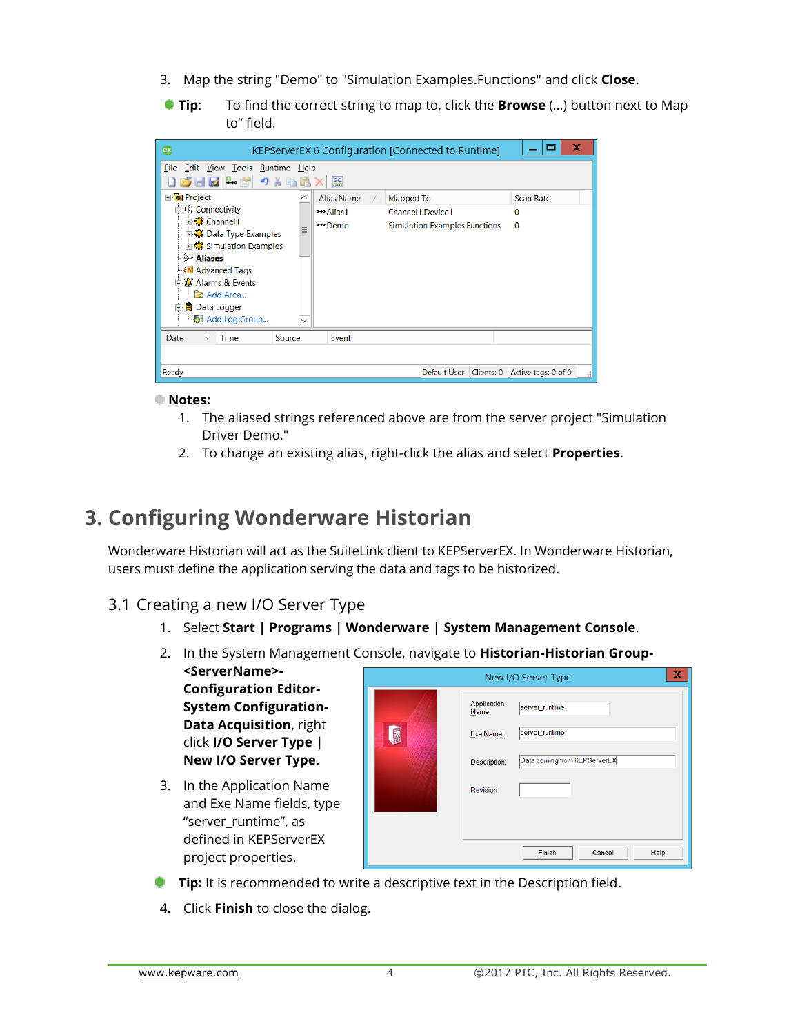3. Map the string "Demo" to "Simulation Examples.Functions" and click **Close**.

**Tip**: To find the correct string to map to, click the **Browse** (...) button next to Map to" field.

**Notes:**

1. The aliased strings referenced above are from the server project "Simulation Driver Demo."
2. To change an existing alias, right-click the alias and select **Properties**.

# 3. Configuring Wonderware Historian

Wonderware Historian will act as the SuiteLink client to KEPServerEX. In Wonderware Historian, users must define the application serving the data and tags to be historized.

## 3.1 Creating a new I/O Server Type

1. Select **Start | Programs | Wonderware | System Management Console**.
2. In the System Management Console, navigate to **Historian-Historian Group-<ServerName>-Configuration Editor-System Configuration-Data Acquisition**, right click **I/O Server Type | New I/O Server Type**.
3. In the Application Name and Exe Name fields, type "server_runtime", as defined in KEPServerEX project properties.

**Tip:** It is recommended to write a descriptive text in the Description field.

4. Click **Finish** to close the dialog.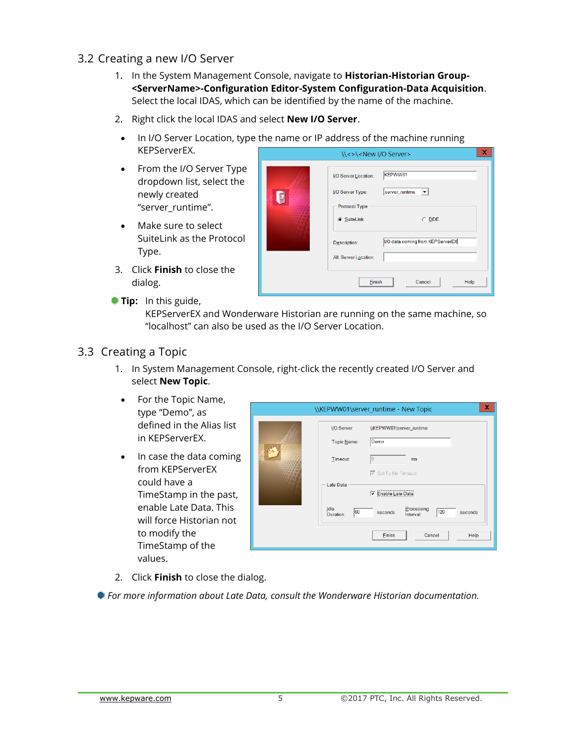## 3.2 Creating a new I/O Server

1. In the System Management Console, navigate to **Historian-Historian Group-<ServerName>-Configuration Editor-System Configuration-Data Acquisition**. Select the local IDAS, which can be identified by the name of the machine.
2. Right click the local IDAS and select **New I/O Server**.
   - In I/O Server Location, type the name or IP address of the machine running KEPServerEX.
   - From the I/O Server Type dropdown list, select the newly created "server_runtime".
   - Make sure to select SuiteLink as the Protocol Type.
3. Click **Finish** to close the dialog.

**Tip:** In this guide, KEPServerEX and Wonderware Historian are running on the same machine, so "localhost" can also be used as the I/O Server Location.

## 3.3 Creating a Topic

1. In System Management Console, right-click the recently created I/O Server and select **New Topic**.
   - For the Topic Name, type "Demo", as defined in the Alias list in KEPServerEX.
   - In case the data coming from KEPServerEX could have a TimeStamp in the past, enable Late Data. This will force Historian not to modify the TimeStamp of the values.
2. Click **Finish** to close the dialog.

*For more information about Late Data, consult the Wonderware Historian documentation.*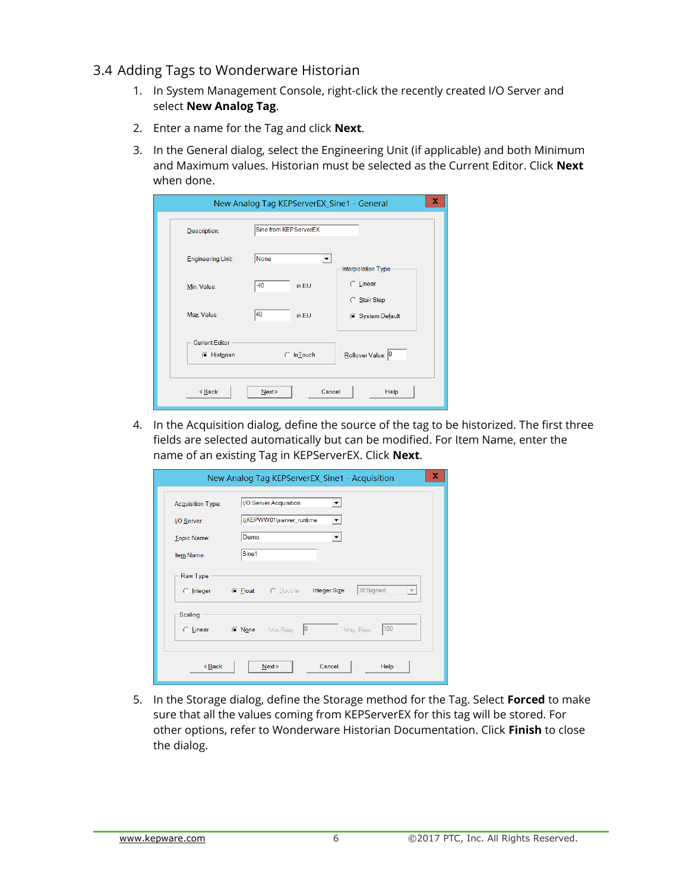## 3.4 Adding Tags to Wonderware Historian

1. In System Management Console, right-click the recently created I/O Server and select **New Analog Tag**.
2. Enter a name for the Tag and click **Next**.
3. In the General dialog, select the Engineering Unit (if applicable) and both Minimum and Maximum values. Historian must be selected as the Current Editor. Click **Next** when done.
4. In the Acquisition dialog, define the source of the tag to be historized. The first three fields are selected automatically but can be modified. For Item Name, enter the name of an existing Tag in KEPServerEX. Click **Next**.
5. In the Storage dialog, define the Storage method for the Tag. Select **Forced** to make sure that all the values coming from KEPServerEX for this tag will be stored. For other options, refer to Wonderware Historian Documentation. Click **Finish** to close the dialog.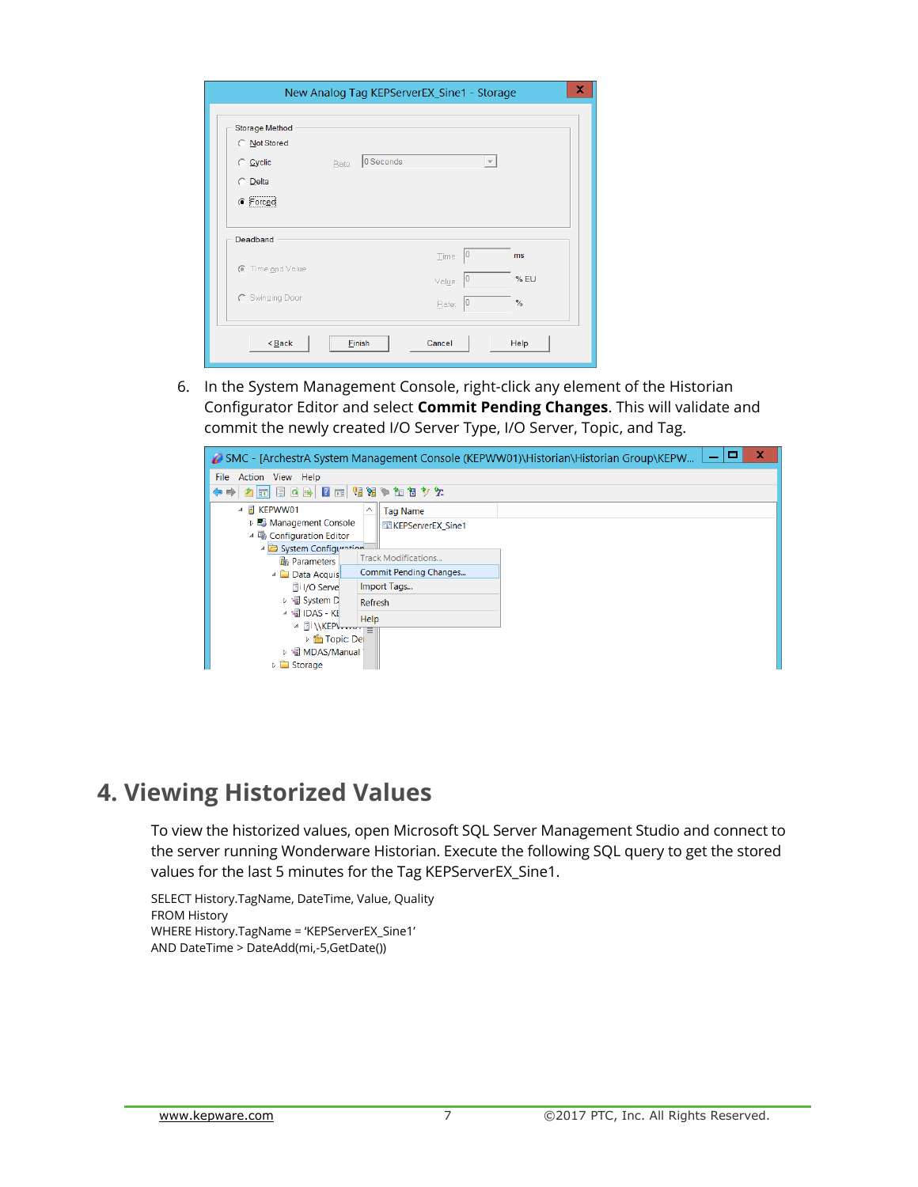6. In the System Management Console, right-click any element of the Historian Configurator Editor and select **Commit Pending Changes**. This will validate and commit the newly created I/O Server Type, I/O Server, Topic, and Tag.

# 4. Viewing Historized Values

To view the historized values, open Microsoft SQL Server Management Studio and connect to the server running Wonderware Historian. Execute the following SQL query to get the stored values for the last 5 minutes for the Tag KEPServerEX_Sine1.

```
SELECT History.TagName, DateTime, Value, Quality
FROM History
WHERE History.TagName = 'KEPServerEX_Sine1'
AND DateTime > DateAdd(mi,-5,GetDate())
```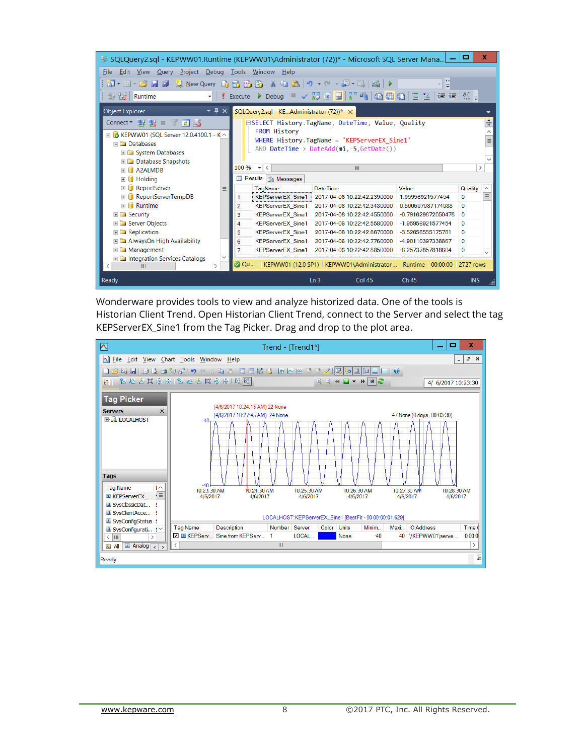Wonderware provides tools to view and analyze historized data. One of the tools is Historian Client Trend. Open Historian Client Trend, connect to the Server and select the tag KEPServerEX_Sine1 from the Tag Picker. Drag and drop to the plot area.